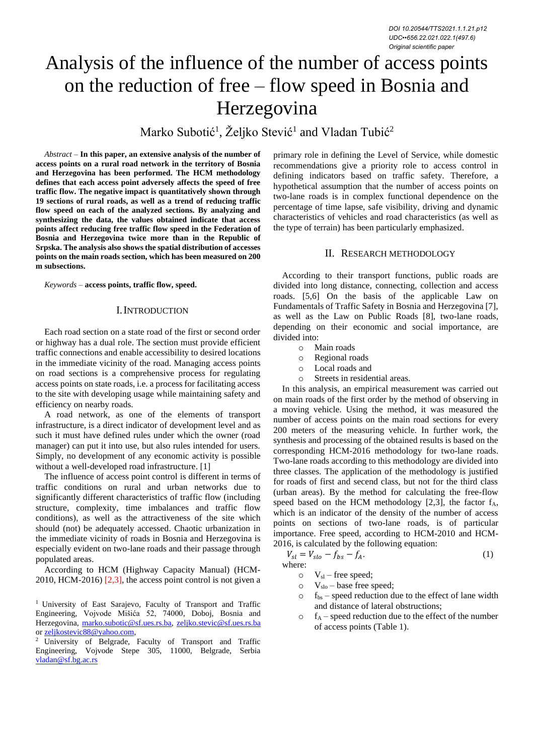DOI 10.20544/TTS2021.1.1.21.p12
UDC••656.22.021.022.1(497.6)
Original scientific paper

# Analysis of the influence of the number of access points on the reduction of free – flow speed in Bosnia and Herzegovina

Marko Subotić[1], Željko Stević[1] and Vladan Tubić[2]

*Abstract* – **In this paper, an extensive analysis of the number of access points on a rural road network in the territory of Bosnia and Herzegovina has been performed. The HCM methodology defines that each access point adversely affects the speed of free traffic flow. The negative impact is quantitatively shown through 19 sections of rural roads, as well as a trend of reducing traffic flow speed on each of the analyzed sections. By analyzing and synthesizing the data, the values obtained indicate that access points affect reducing free traffic flow speed in the Federation of Bosnia and Herzegovina twice more than in the Republic of Srpska. The analysis also shows the spatial distribution of accesses points on the main roads section, which has been measured on 200 m subsections.**

*Keywords* – **access points, traffic flow, speed.**

## I. Introduction

Each road section on a state road of the first or second order or highway has a dual role. The section must provide efficient traffic connections and enable accessibility to desired locations in the immediate vicinity of the road. Managing access points on road sections is a comprehensive process for regulating access points on state roads, i.e. a process for facilitating access to the site with developing usage while maintaining safety and efficiency on nearby roads.

A road network, as one of the elements of transport infrastructure, is a direct indicator of development level and as such it must have defined rules under which the owner (road manager) can put it into use, but also rules intended for users. Simply, no development of any economic activity is possible without a well-developed road infrastructure. [1]

The influence of access point control is different in terms of traffic conditions on rural and urban networks due to significantly different characteristics of traffic flow (including structure, complexity, time imbalances and traffic flow conditions), as well as the attractiveness of the site which should (not) be adequately accessed. Chaotic urbanization in the immediate vicinity of roads in Bosnia and Herzegovina is especially evident on two-lane roads and their passage through populated areas.

According to HCM (Highway Capacity Manual) (HCM-2010, HCM-2016) [2,3], the access point control is not given a primary role in defining the Level of Service, while domestic recommendations give a priority role to access control in defining indicators based on traffic safety. Therefore, a hypothetical assumption that the number of access points on two-lane roads is in complex functional dependence on the percentage of time lapse, safe visibility, driving and dynamic characteristics of vehicles and road characteristics (as well as the type of terrain) has been particularly emphasized.

## II. Research Methodology

According to their transport functions, public roads are divided into long distance, connecting, collection and access roads. [5,6] On the basis of the applicable Law on Fundamentals of Traffic Safety in Bosnia and Herzegovina [7], as well as the Law on Public Roads [8], two-lane roads, depending on their economic and social importance, are divided into:

- Main roads
- Regional roads
- Local roads and
- Streets in residential areas.

In this analysis, an empirical measurement was carried out on main roads of the first order by the method of observing in a moving vehicle. Using the method, it was measured the number of access points on the main road sections for every 200 meters of the measuring vehicle. In further work, the synthesis and processing of the obtained results is based on the corresponding HCM-2016 methodology for two-lane roads. Two-lane roads according to this methodology are divided into three classes. The application of the methodology is justified for roads of first and secend class, but not for the third class (urban areas). By the method for calculating the free-flow speed based on the HCM methodology [2,3], the factor $f_A$, which is an indicator of the density of the number of access points on sections of two-lane roads, is of particular importance. Free speed, according to HCM-2010 and HCM-2016, is calculated by the following equation:

$$V_{sl} = V_{slo} - f_{bs} - f_A. \quad (1)$$

where:

- $V_{sl}$ – free speed;
- $V_{slo}$ – base free speed;
- $f_{bs}$ – speed reduction due to the effect of lane width and distance of lateral obstructions;
- $f_A$ – speed reduction due to the effect of the number of access points (Table 1).

[1] University of East Sarajevo, Faculty of Transport and Traffic Engineering, Vojvode Mišića 52, 74000, Doboj, Bosnia and Herzegovina, marko.subotic@sf.ues.rs.ba, zeljko.stevic@sf.ues.rs.ba or zeljkostevic88@yahoo.com,

[2] University of Belgrade, Faculty of Transport and Traffic Engineering, Vojvode Stepe 305, 11000, Belgrade, Serbia vladan@sf.bg.ac.rs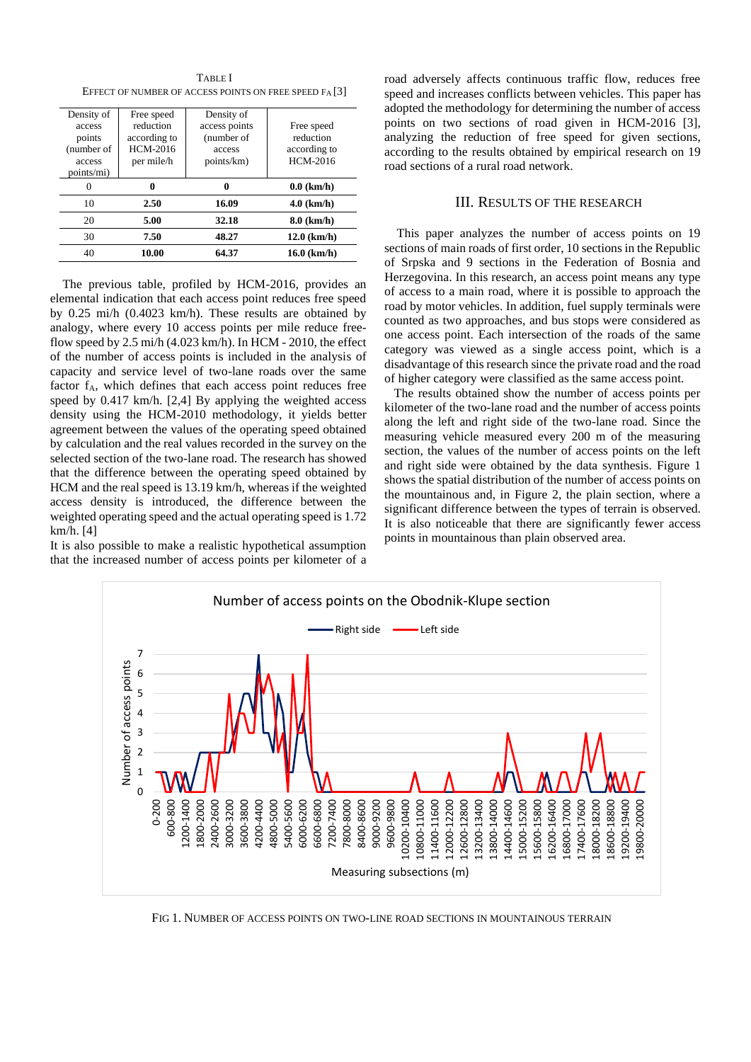TABLE I

EFFECT OF NUMBER OF ACCESS POINTS ON FREE SPEED FA [3]

| Density of access points (number of access points/mi) | Free speed reduction according to HCM-2016 per mile/h | Density of access points (number of access points/km) | Free speed reduction according to HCM-2016 |
|---|---|---|---|
| 0 | **0** | **0** | **0.0 (km/h)** |
| 10 | **2.50** | **16.09** | **4.0 (km/h)** |
| 20 | **5.00** | **32.18** | **8.0 (km/h)** |
| 30 | **7.50** | **48.27** | **12.0 (km/h)** |
| 40 | **10.00** | **64.37** | **16.0 (km/h)** |

The previous table, profiled by HCM-2016, provides an elemental indication that each access point reduces free speed by 0.25 mi/h (0.4023 km/h). These results are obtained by analogy, where every 10 access points per mile reduce free-flow speed by 2.5 mi/h (4.023 km/h). In HCM - 2010, the effect of the number of access points is included in the analysis of capacity and service level of two-lane roads over the same factor $f_A$, which defines that each access point reduces free speed by 0.417 km/h. [2,4] By applying the weighted access density using the HCM-2010 methodology, it yields better agreement between the values of the operating speed obtained by calculation and the real values recorded in the survey on the selected section of the two-lane road. The research has showed that the difference between the operating speed obtained by HCM and the real speed is 13.19 km/h, whereas if the weighted access density is introduced, the difference between the weighted operating speed and the actual operating speed is 1.72 km/h. [4]

It is also possible to make a realistic hypothetical assumption that the increased number of access points per kilometer of a road adversely affects continuous traffic flow, reduces free speed and increases conflicts between vehicles. This paper has adopted the methodology for determining the number of access points on two sections of road given in HCM-2016 [3], analyzing the reduction of free speed for given sections, according to the results obtained by empirical research on 19 road sections of a rural road network.

## III. RESULTS OF THE RESEARCH

This paper analyzes the number of access points on 19 sections of main roads of first order, 10 sections in the Republic of Srpska and 9 sections in the Federation of Bosnia and Herzegovina. In this research, an access point means any type of access to a main road, where it is possible to approach the road by motor vehicles. In addition, fuel supply terminals were counted as two approaches, and bus stops were considered as one access point. Each intersection of the roads of the same category was viewed as a single access point, which is a disadvantage of this research since the private road and the road of higher category were classified as the same access point.

The results obtained show the number of access points per kilometer of the two-lane road and the number of access points along the left and right side of the two-lane road. Since the measuring vehicle measured every 200 m of the measuring section, the values of the number of access points on the left and right side were obtained by the data synthesis. Figure 1 shows the spatial distribution of the number of access points on the mountainous and, in Figure 2, the plain section, where a significant difference between the types of terrain is observed. It is also noticeable that there are significantly fewer access points in mountainous than plain observed area.

FIG 1. NUMBER OF ACCESS POINTS ON TWO-LINE ROAD SECTIONS IN MOUNTAINOUS TERRAIN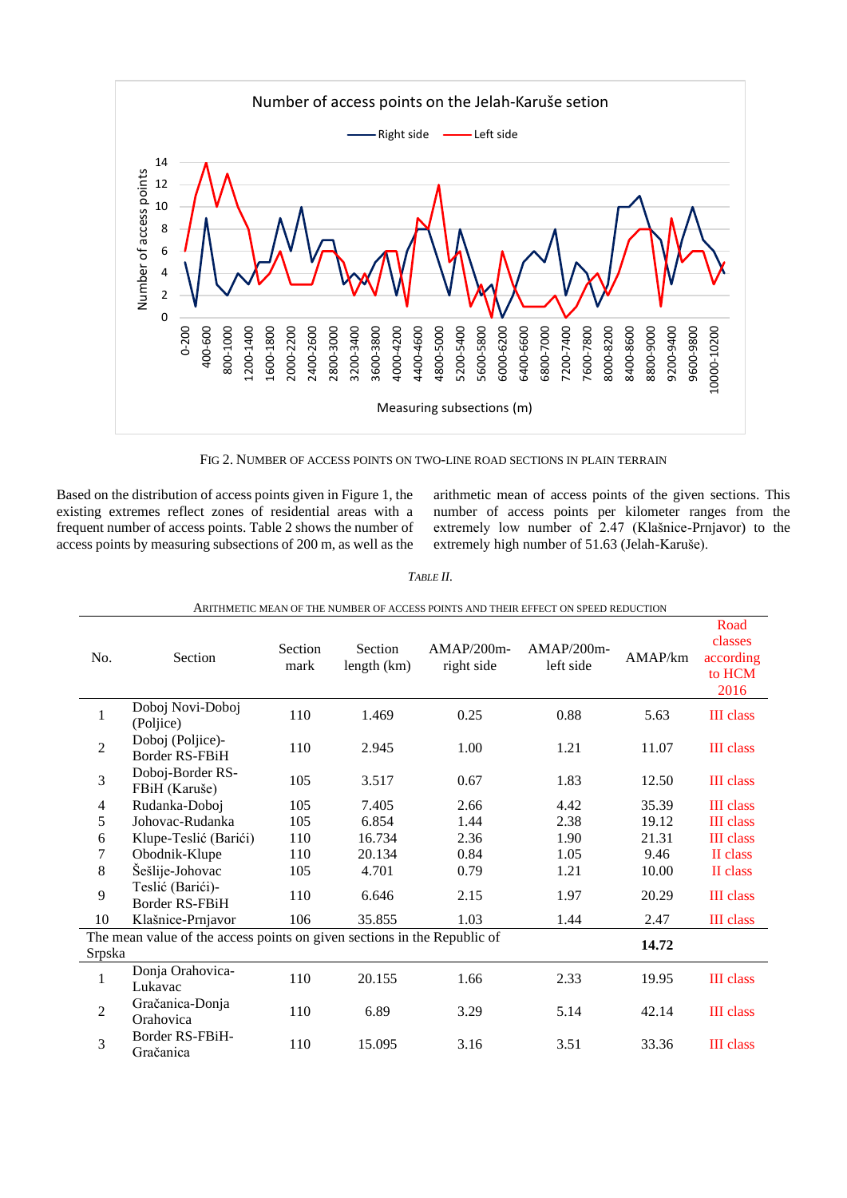Fig 2. Number of access points on two-line road sections in plain terrain

Based on the distribution of access points given in Figure 1, the existing extremes reflect zones of residential areas with a frequent number of access points. Table 2 shows the number of access points by measuring subsections of 200 m, as well as the arithmetic mean of access points of the given sections. This number of access points per kilometer ranges from the extremely low number of 2.47 (Klašnice-Prnjavor) to the extremely high number of 51.63 (Jelah-Karuše).

*Table II.*

Arithmetic mean of the number of access points and their effect on speed reduction

| No. | Section | Section mark | Section length (km) | AMAP/200m-right side | AMAP/200m-left side | AMAP/km | Road classes according to HCM 2016 |
|---|---|---|---|---|---|---|---|
| 1 | Doboj Novi-Doboj (Poljice) | 110 | 1.469 | 0.25 | 0.88 | 5.63 | III class |
| 2 | Doboj (Poljice)-Border RS-FBiH | 110 | 2.945 | 1.00 | 1.21 | 11.07 | III class |
| 3 | Doboj-Border RS-FBiH (Karuše) | 105 | 3.517 | 0.67 | 1.83 | 12.50 | III class |
| 4 | Rudanka-Doboj | 105 | 7.405 | 2.66 | 4.42 | 35.39 | III class |
| 5 | Johovac-Rudanka | 105 | 6.854 | 1.44 | 2.38 | 19.12 | III class |
| 6 | Klupe-Teslić (Barići) | 110 | 16.734 | 2.36 | 1.90 | 21.31 | III class |
| 7 | Obodnik-Klupe | 110 | 20.134 | 0.84 | 1.05 | 9.46 | II class |
| 8 | Šešlije-Johovac | 105 | 4.701 | 0.79 | 1.21 | 10.00 | II class |
| 9 | Teslić (Barići)-Border RS-FBiH | 110 | 6.646 | 2.15 | 1.97 | 20.29 | III class |
| 10 | Klašnice-Prnjavor | 106 | 35.855 | 1.03 | 1.44 | 2.47 | III class |
| The mean value of the access points on given sections in the Republic of Srpska | | | | | | **14.72** | |
| 1 | Donja Orahovica-Lukavac | 110 | 20.155 | 1.66 | 2.33 | 19.95 | III class |
| 2 | Gračanica-Donja Orahovica | 110 | 6.89 | 3.29 | 5.14 | 42.14 | III class |
| 3 | Border RS-FBiH-Gračanica | 110 | 15.095 | 3.16 | 3.51 | 33.36 | III class |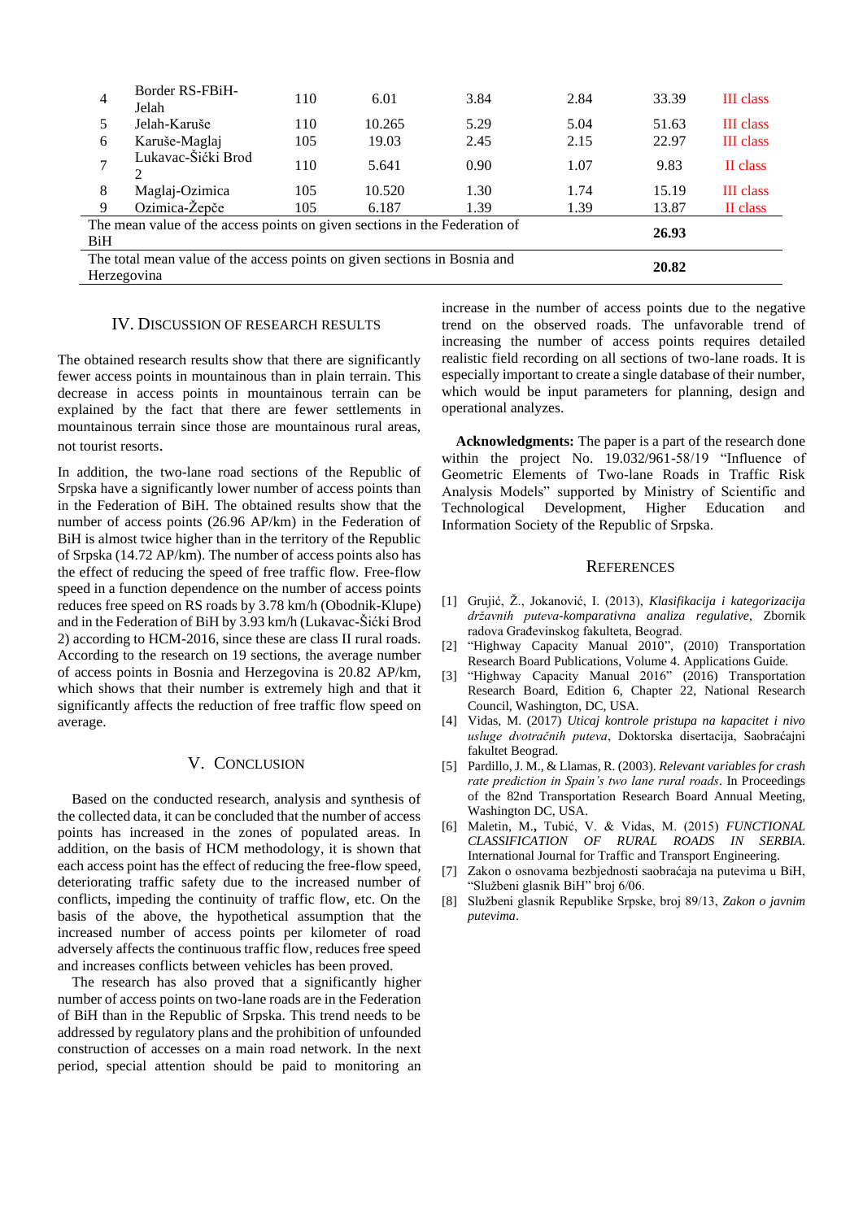| | | | | | | | |
|---|---|---|---|---|---|---|---|
| 4 | Border RS-FBiH-Jelah | 110 | 6.01 | 3.84 | 2.84 | 33.39 | III class |
| 5 | Jelah-Karuše | 110 | 10.265 | 5.29 | 5.04 | 51.63 | III class |
| 6 | Karuše-Maglaj | 105 | 19.03 | 2.45 | 2.15 | 22.97 | III class |
| 7 | Lukavac-Šićki Brod 2 | 110 | 5.641 | 0.90 | 1.07 | 9.83 | II class |
| 8 | Maglaj-Ozimica | 105 | 10.520 | 1.30 | 1.74 | 15.19 | III class |
| 9 | Ozimica-Žepče | 105 | 6.187 | 1.39 | 1.39 | 13.87 | II class |
| The mean value of the access points on given sections in the Federation of BiH | | | | | | **26.93** | |
| The total mean value of the access points on given sections in Bosnia and Herzegovina | | | | | | **20.82** | |

## IV. Discussion of Research Results

The obtained research results show that there are significantly fewer access points in mountainous than in plain terrain. This decrease in access points in mountainous terrain can be explained by the fact that there are fewer settlements in mountainous terrain since those are mountainous rural areas, not tourist resorts.

In addition, the two-lane road sections of the Republic of Srpska have a significantly lower number of access points than in the Federation of BiH. The obtained results show that the number of access points (26.96 AP/km) in the Federation of BiH is almost twice higher than in the territory of the Republic of Srpska (14.72 AP/km). The number of access points also has the effect of reducing the speed of free traffic flow. Free-flow speed in a function dependence on the number of access points reduces free speed on RS roads by 3.78 km/h (Obodnik-Klupe) and in the Federation of BiH by 3.93 km/h (Lukavac-Šićki Brod 2) according to HCM-2016, since these are class II rural roads. According to the research on 19 sections, the average number of access points in Bosnia and Herzegovina is 20.82 AP/km, which shows that their number is extremely high and that it significantly affects the reduction of free traffic flow speed on average.

## V. Conclusion

Based on the conducted research, analysis and synthesis of the collected data, it can be concluded that the number of access points has increased in the zones of populated areas. In addition, on the basis of HCM methodology, it is shown that each access point has the effect of reducing the free-flow speed, deteriorating traffic safety due to the increased number of conflicts, impeding the continuity of traffic flow, etc. On the basis of the above, the hypothetical assumption that the increased number of access points per kilometer of road adversely affects the continuous traffic flow, reduces free speed and increases conflicts between vehicles has been proved.

The research has also proved that a significantly higher number of access points on two-lane roads are in the Federation of BiH than in the Republic of Srpska. This trend needs to be addressed by regulatory plans and the prohibition of unfounded construction of accesses on a main road network. In the next period, special attention should be paid to monitoring an increase in the number of access points due to the negative trend on the observed roads. The unfavorable trend of increasing the number of access points requires detailed realistic field recording on all sections of two-lane roads. It is especially important to create a single database of their number, which would be input parameters for planning, design and operational analyzes.

**Acknowledgments:** The paper is a part of the research done within the project No. 19.032/961-58/19 "Influence of Geometric Elements of Two-lane Roads in Traffic Risk Analysis Models" supported by Ministry of Scientific and Technological Development, Higher Education and Information Society of the Republic of Srpska.

## References

[1] Grujić, Ž., Jokanović, I. (2013), *Klasifikacija i kategorizacija državnih puteva-komparativna analiza regulative*, Zbornik radova Građevinskog fakulteta, Beograd.

[2] "Highway Capacity Manual 2010", (2010) Transportation Research Board Publications, Volume 4. Applications Guide.

[3] "Highway Capacity Manual 2016" (2016) Transportation Research Board, Edition 6, Chapter 22, National Research Council, Washington, DC, USA.

[4] Vidas, M. (2017) *Uticaj kontrole pristupa na kapacitet i nivo usluge dvotračnih puteva*, Doktorska disertacija, Saobraćajni fakultet Beograd.

[5] Pardillo, J. M., & Llamas, R. (2003). *Relevant variables for crash rate prediction in Spain's two lane rural roads*. In Proceedings of the 82nd Transportation Research Board Annual Meeting, Washington DC, USA.

[6] Maletin, M., Tubić, V. & Vidas, M. (2015) *FUNCTIONAL CLASSIFICATION OF RURAL ROADS IN SERBIA*. International Journal for Traffic and Transport Engineering.

[7] Zakon o osnovama bezbjednosti saobraćaja na putevima u BiH, "Službeni glasnik BiH" broj 6/06.

[8] Službeni glasnik Republike Srpske, broj 89/13, *Zakon o javnim putevima*.